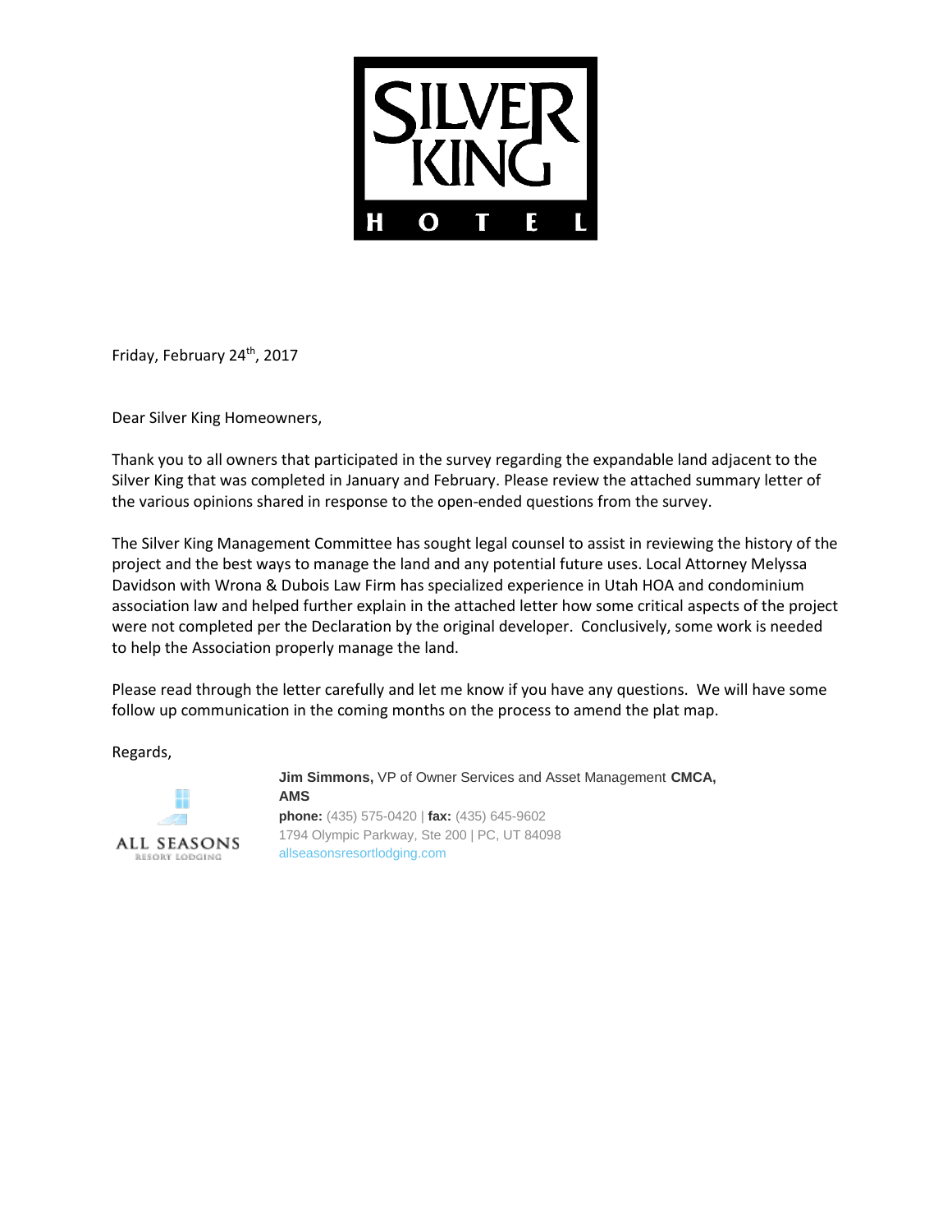SILVER KING HOTEL

Friday, February 24th, 2017

Dear Silver King Homeowners,

Thank you to all owners that participated in the survey regarding the expandable land adjacent to the Silver King that was completed in January and February. Please review the attached summary letter of the various opinions shared in response to the open-ended questions from the survey.

The Silver King Management Committee has sought legal counsel to assist in reviewing the history of the project and the best ways to manage the land and any potential future uses. Local Attorney Melyssa Davidson with Wrona & Dubois Law Firm has specialized experience in Utah HOA and condominium association law and helped further explain in the attached letter how some critical aspects of the project were not completed per the Declaration by the original developer. Conclusively, some work is needed to help the Association properly manage the land.

Please read through the letter carefully and let me know if you have any questions. We will have some follow up communication in the coming months on the process to amend the plat map.

Regards,

ALL SEASONS RESORT LODGING

**Jim Simmons,** VP of Owner Services and Asset Management **CMCA, AMS**
**phone:** (435) 575-0420 | **fax:** (435) 645-9602
1794 Olympic Parkway, Ste 200 | PC, UT 84098
allseasonsresortlodging.com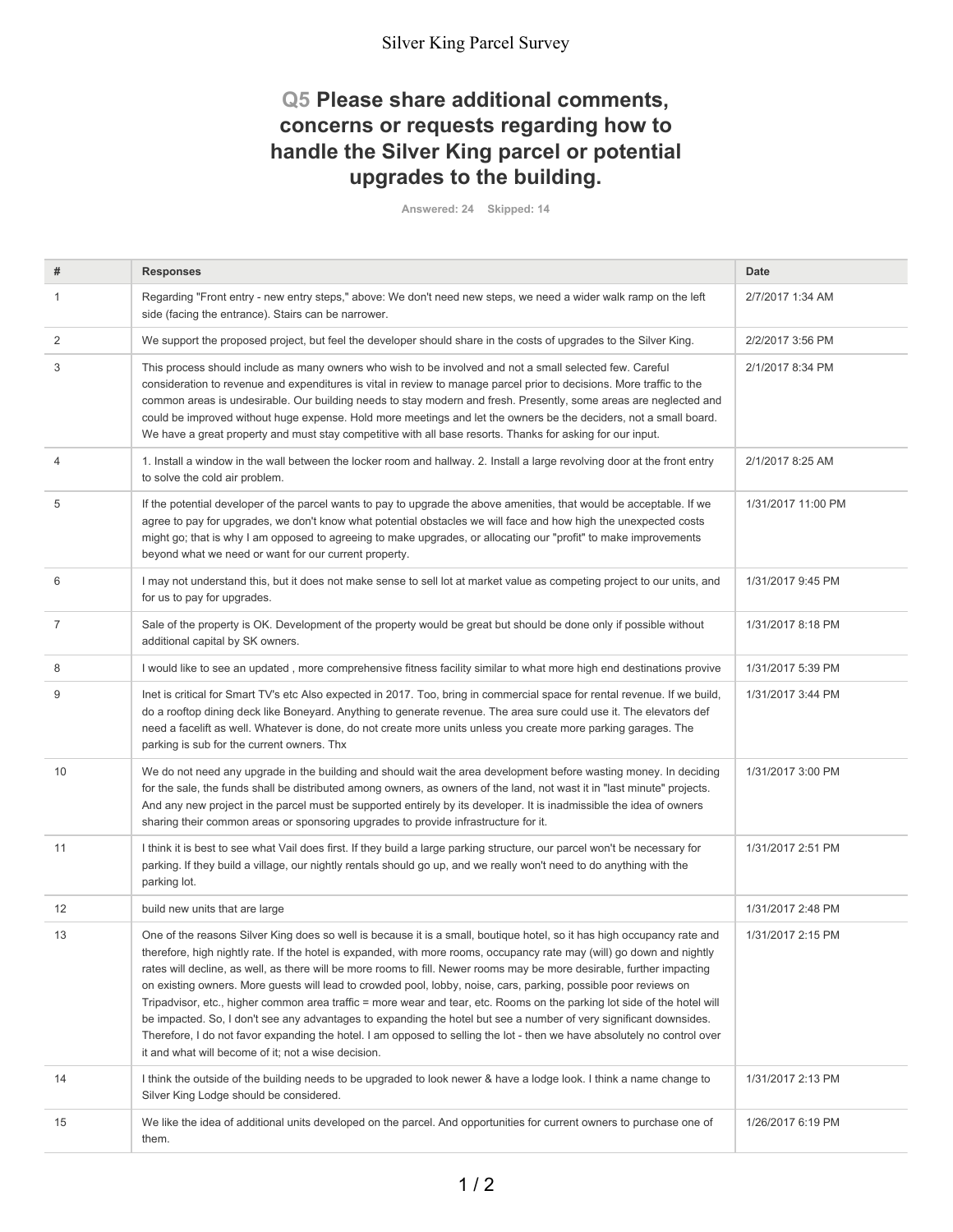## Q5 Please share additional comments, concerns or requests regarding how to handle the Silver King parcel or potential upgrades to the building.

Answered: 24 Skipped: 14

| # | Responses | Date |
|---|---|---|
| 1 | Regarding "Front entry - new entry steps," above: We don't need new steps, we need a wider walk ramp on the left side (facing the entrance). Stairs can be narrower. | 2/7/2017 1:34 AM |
| 2 | We support the proposed project, but feel the developer should share in the costs of upgrades to the Silver King. | 2/2/2017 3:56 PM |
| 3 | This process should include as many owners who wish to be involved and not a small selected few. Careful consideration to revenue and expenditures is vital in review to manage parcel prior to decisions. More traffic to the common areas is undesirable. Our building needs to stay modern and fresh. Presently, some areas are neglected and could be improved without huge expense. Hold more meetings and let the owners be the deciders, not a small board. We have a great property and must stay competitive with all base resorts. Thanks for asking for our input. | 2/1/2017 8:34 PM |
| 4 | 1. Install a window in the wall between the locker room and hallway. 2. Install a large revolving door at the front entry to solve the cold air problem. | 2/1/2017 8:25 AM |
| 5 | If the potential developer of the parcel wants to pay to upgrade the above amenities, that would be acceptable. If we agree to pay for upgrades, we don't know what potential obstacles we will face and how high the unexpected costs might go; that is why I am opposed to agreeing to make upgrades, or allocating our "profit" to make improvements beyond what we need or want for our current property. | 1/31/2017 11:00 PM |
| 6 | I may not understand this, but it does not make sense to sell lot at market value as competing project to our units, and for us to pay for upgrades. | 1/31/2017 9:45 PM |
| 7 | Sale of the property is OK. Development of the property would be great but should be done only if possible without additional capital by SK owners. | 1/31/2017 8:18 PM |
| 8 | I would like to see an updated , more comprehensive fitness facility similar to what more high end destinations provive | 1/31/2017 5:39 PM |
| 9 | Inet is critical for Smart TV's etc Also expected in 2017. Too, bring in commercial space for rental revenue. If we build, do a rooftop dining deck like Boneyard. Anything to generate revenue. The area sure could use it. The elevators def need a facelift as well. Whatever is done, do not create more units unless you create more parking garages. The parking is sub for the current owners. Thx | 1/31/2017 3:44 PM |
| 10 | We do not need any upgrade in the building and should wait the area development before wasting money. In deciding for the sale, the funds shall be distributed among owners, as owners of the land, not wast it in "last minute" projects. And any new project in the parcel must be supported entirely by its developer. It is inadmissible the idea of owners sharing their common areas or sponsoring upgrades to provide infrastructure for it. | 1/31/2017 3:00 PM |
| 11 | I think it is best to see what Vail does first. If they build a large parking structure, our parcel won't be necessary for parking. If they build a village, our nightly rentals should go up, and we really won't need to do anything with the parking lot. | 1/31/2017 2:51 PM |
| 12 | build new units that are large | 1/31/2017 2:48 PM |
| 13 | One of the reasons Silver King does so well is because it is a small, boutique hotel, so it has high occupancy rate and therefore, high nightly rate. If the hotel is expanded, with more rooms, occupancy rate may (will) go down and nightly rates will decline, as well, as there will be more rooms to fill. Newer rooms may be more desirable, further impacting on existing owners. More guests will lead to crowded pool, lobby, noise, cars, parking, possible poor reviews on Tripadvisor, etc., higher common area traffic = more wear and tear, etc. Rooms on the parking lot side of the hotel will be impacted. So, I don't see any advantages to expanding the hotel but see a number of very significant downsides. Therefore, I do not favor expanding the hotel. I am opposed to selling the lot - then we have absolutely no control over it and what will become of it; not a wise decision. | 1/31/2017 2:15 PM |
| 14 | I think the outside of the building needs to be upgraded to look newer & have a lodge look. I think a name change to Silver King Lodge should be considered. | 1/31/2017 2:13 PM |
| 15 | We like the idea of additional units developed on the parcel. And opportunities for current owners to purchase one of them. | 1/26/2017 6:19 PM |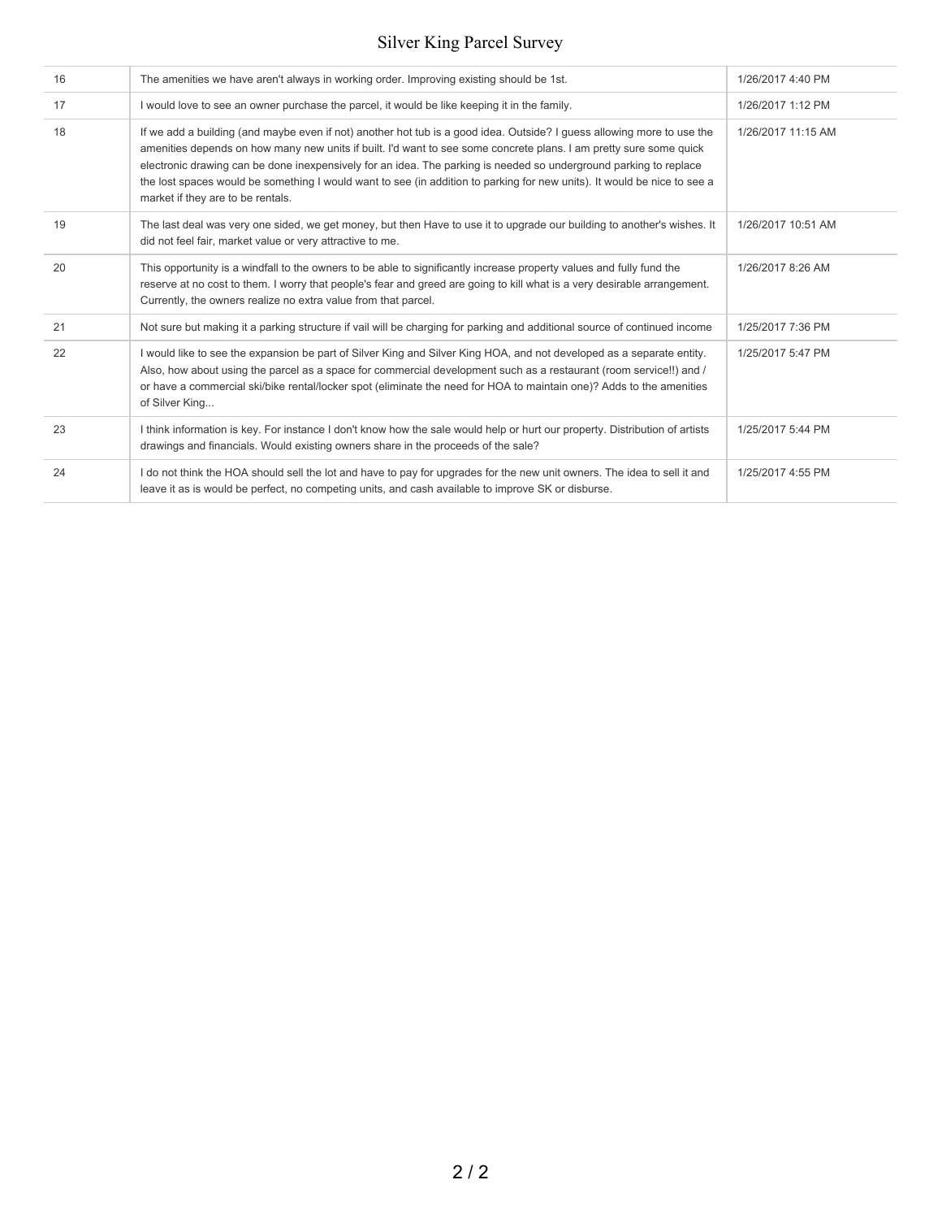| | | |
|---|---|---|
| 16 | The amenities we have aren't always in working order. Improving existing should be 1st. | 1/26/2017 4:40 PM |
| 17 | I would love to see an owner purchase the parcel, it would be like keeping it in the family. | 1/26/2017 1:12 PM |
| 18 | If we add a building (and maybe even if not) another hot tub is a good idea. Outside? I guess allowing more to use the amenities depends on how many new units if built. I'd want to see some concrete plans. I am pretty sure some quick electronic drawing can be done inexpensively for an idea. The parking is needed so underground parking to replace the lost spaces would be something I would want to see (in addition to parking for new units). It would be nice to see a market if they are to be rentals. | 1/26/2017 11:15 AM |
| 19 | The last deal was very one sided, we get money, but then Have to use it to upgrade our building to another's wishes. It did not feel fair, market value or very attractive to me. | 1/26/2017 10:51 AM |
| 20 | This opportunity is a windfall to the owners to be able to significantly increase property values and fully fund the reserve at no cost to them. I worry that people's fear and greed are going to kill what is a very desirable arrangement. Currently, the owners realize no extra value from that parcel. | 1/26/2017 8:26 AM |
| 21 | Not sure but making it a parking structure if vail will be charging for parking and additional source of continued income | 1/25/2017 7:36 PM |
| 22 | I would like to see the expansion be part of Silver King and Silver King HOA, and not developed as a separate entity. Also, how about using the parcel as a space for commercial development such as a restaurant (room service!!) and / or have a commercial ski/bike rental/locker spot (eliminate the need for HOA to maintain one)? Adds to the amenities of Silver King... | 1/25/2017 5:47 PM |
| 23 | I think information is key. For instance I don't know how the sale would help or hurt our property. Distribution of artists drawings and financials. Would existing owners share in the proceeds of the sale? | 1/25/2017 5:44 PM |
| 24 | I do not think the HOA should sell the lot and have to pay for upgrades for the new unit owners. The idea to sell it and leave it as is would be perfect, no competing units, and cash available to improve SK or disburse. | 1/25/2017 4:55 PM |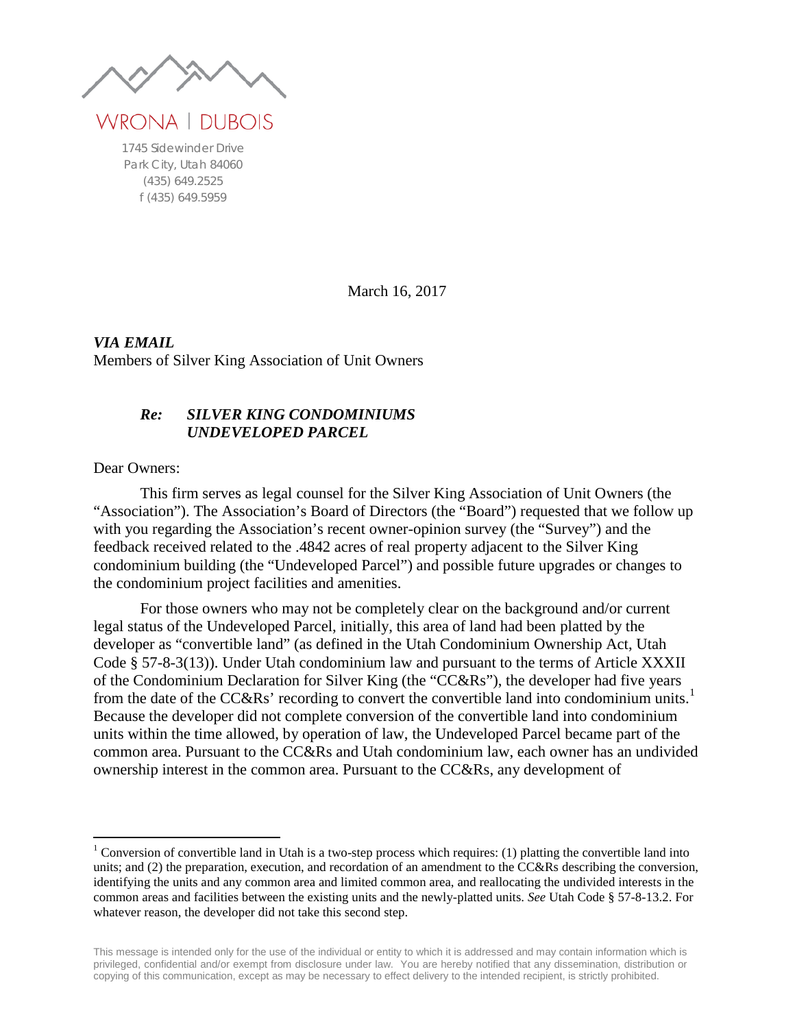WRONA | DUBOIS

1745 Sidewinder Drive
Park City, Utah 84060
(435) 649.2525
f (435) 649.5959

March 16, 2017

***VIA EMAIL***
Members of Silver King Association of Unit Owners

***Re: SILVER KING CONDOMINIUMS***
***UNDEVELOPED PARCEL***

Dear Owners:

This firm serves as legal counsel for the Silver King Association of Unit Owners (the "Association"). The Association's Board of Directors (the "Board") requested that we follow up with you regarding the Association's recent owner-opinion survey (the "Survey") and the feedback received related to the .4842 acres of real property adjacent to the Silver King condominium building (the "Undeveloped Parcel") and possible future upgrades or changes to the condominium project facilities and amenities.

For those owners who may not be completely clear on the background and/or current legal status of the Undeveloped Parcel, initially, this area of land had been platted by the developer as "convertible land" (as defined in the Utah Condominium Ownership Act, Utah Code § 57-8-3(13)). Under Utah condominium law and pursuant to the terms of Article XXXII of the Condominium Declaration for Silver King (the "CC&Rs"), the developer had five years from the date of the CC&Rs' recording to convert the convertible land into condominium units.[1] Because the developer did not complete conversion of the convertible land into condominium units within the time allowed, by operation of law, the Undeveloped Parcel became part of the common area. Pursuant to the CC&Rs and Utah condominium law, each owner has an undivided ownership interest in the common area. Pursuant to the CC&Rs, any development of

[1] Conversion of convertible land in Utah is a two-step process which requires: (1) platting the convertible land into units; and (2) the preparation, execution, and recordation of an amendment to the CC&Rs describing the conversion, identifying the units and any common area and limited common area, and reallocating the undivided interests in the common areas and facilities between the existing units and the newly-platted units. *See* Utah Code § 57-8-13.2. For whatever reason, the developer did not take this second step.

This message is intended only for the use of the individual or entity to which it is addressed and may contain information which is privileged, confidential and/or exempt from disclosure under law. You are hereby notified that any dissemination, distribution or copying of this communication, except as may be necessary to effect delivery to the intended recipient, is strictly prohibited.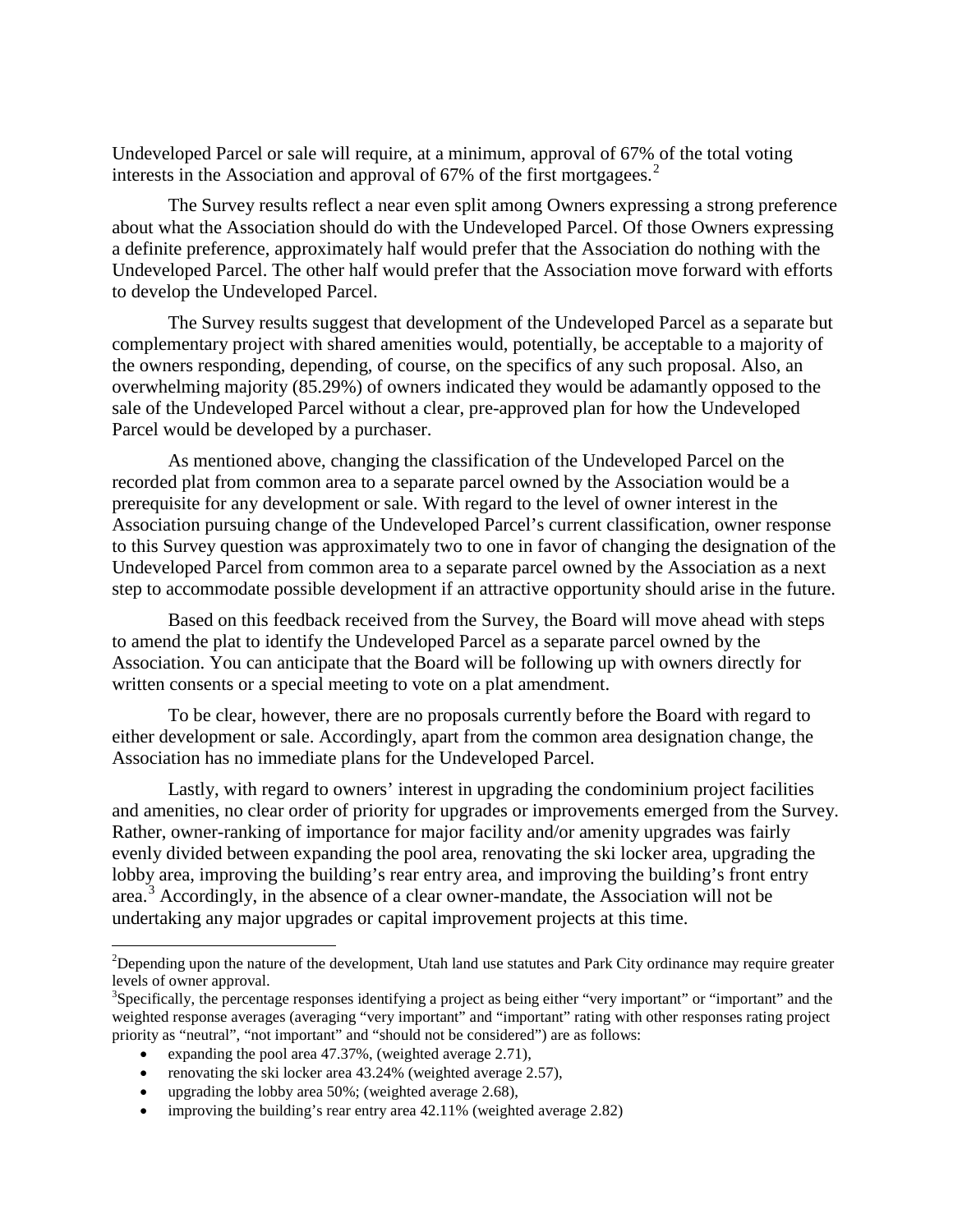Undeveloped Parcel or sale will require, at a minimum, approval of 67% of the total voting interests in the Association and approval of 67% of the first mortgagees.[2]

The Survey results reflect a near even split among Owners expressing a strong preference about what the Association should do with the Undeveloped Parcel. Of those Owners expressing a definite preference, approximately half would prefer that the Association do nothing with the Undeveloped Parcel. The other half would prefer that the Association move forward with efforts to develop the Undeveloped Parcel.

The Survey results suggest that development of the Undeveloped Parcel as a separate but complementary project with shared amenities would, potentially, be acceptable to a majority of the owners responding, depending, of course, on the specifics of any such proposal. Also, an overwhelming majority (85.29%) of owners indicated they would be adamantly opposed to the sale of the Undeveloped Parcel without a clear, pre-approved plan for how the Undeveloped Parcel would be developed by a purchaser.

As mentioned above, changing the classification of the Undeveloped Parcel on the recorded plat from common area to a separate parcel owned by the Association would be a prerequisite for any development or sale. With regard to the level of owner interest in the Association pursuing change of the Undeveloped Parcel's current classification, owner response to this Survey question was approximately two to one in favor of changing the designation of the Undeveloped Parcel from common area to a separate parcel owned by the Association as a next step to accommodate possible development if an attractive opportunity should arise in the future.

Based on this feedback received from the Survey, the Board will move ahead with steps to amend the plat to identify the Undeveloped Parcel as a separate parcel owned by the Association. You can anticipate that the Board will be following up with owners directly for written consents or a special meeting to vote on a plat amendment.

To be clear, however, there are no proposals currently before the Board with regard to either development or sale. Accordingly, apart from the common area designation change, the Association has no immediate plans for the Undeveloped Parcel.

Lastly, with regard to owners' interest in upgrading the condominium project facilities and amenities, no clear order of priority for upgrades or improvements emerged from the Survey. Rather, owner-ranking of importance for major facility and/or amenity upgrades was fairly evenly divided between expanding the pool area, renovating the ski locker area, upgrading the lobby area, improving the building's rear entry area, and improving the building's front entry area.[3] Accordingly, in the absence of a clear owner-mandate, the Association will not be undertaking any major upgrades or capital improvement projects at this time.

---

[2] Depending upon the nature of the development, Utah land use statutes and Park City ordinance may require greater levels of owner approval.

[3] Specifically, the percentage responses identifying a project as being either "very important" or "important" and the weighted response averages (averaging "very important" and "important" rating with other responses rating project priority as "neutral", "not important" and "should not be considered") are as follows:

- expanding the pool area 47.37%, (weighted average 2.71),
- renovating the ski locker area 43.24% (weighted average 2.57),
- upgrading the lobby area 50%; (weighted average 2.68),
- improving the building's rear entry area 42.11% (weighted average 2.82)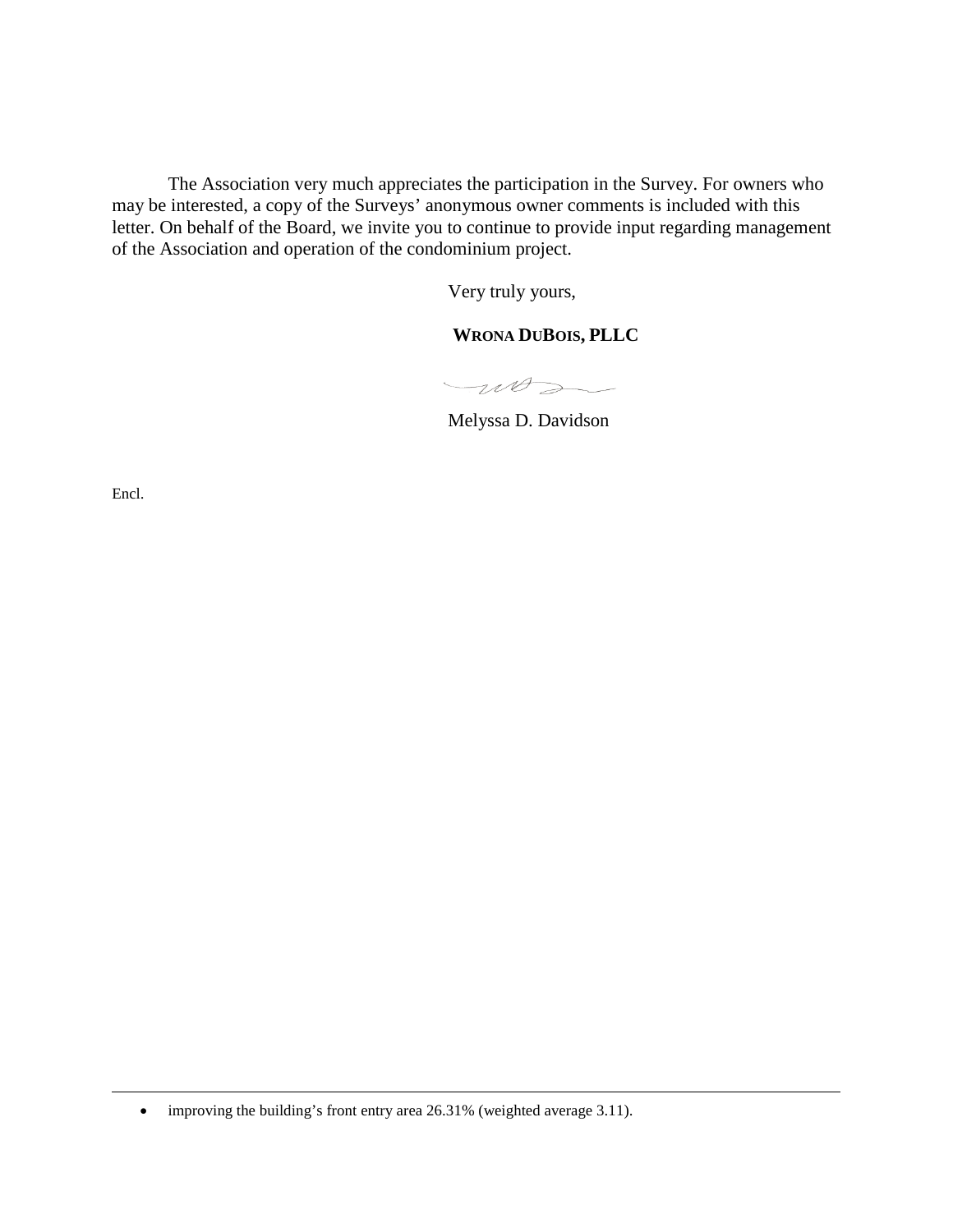The Association very much appreciates the participation in the Survey. For owners who may be interested, a copy of the Surveys' anonymous owner comments is included with this letter. On behalf of the Board, we invite you to continue to provide input regarding management of the Association and operation of the condominium project.

Very truly yours,

**WRONA DUBOIS, PLLC**

Melyssa D. Davidson

Encl.

---

- improving the building's front entry area 26.31% (weighted average 3.11).